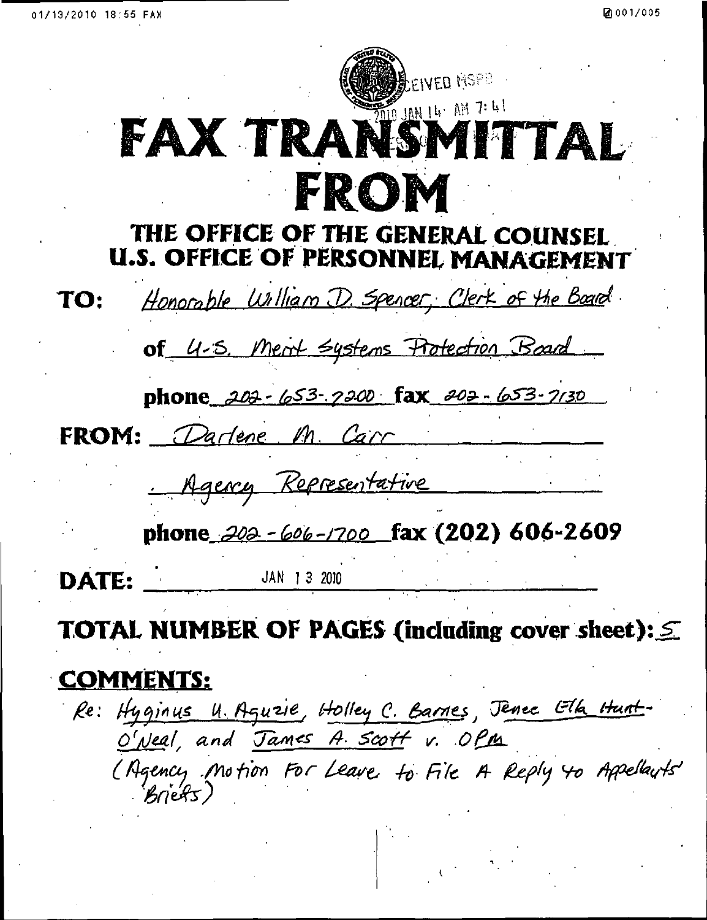RECEIVED MSPB

2010 JAN 14 AM 7:41

# FAX TRANSMITTAL FROM

## THE OFFICE OF THE GENERAL COUNSEL U.S. OFFICE OF PERSONNEL MANAGEMENT

**TO:** Honorable William D. Spencer, Clerk of the Board

**of** U.S. Merit Systems Protection Board

**phone** 202-653-7200 **fax** 202-653-7130

**FROM:** Darlene M. Carr

Agency Representative

**phone** 202-606-1700 **fax (202) 606-2609**

**DATE:** JAN 13 2010

**TOTAL NUMBER OF PAGES (including cover sheet):** 5

**COMMENTS:**

Re: Hyginus U. Aguzie, Holley C. Barnes, Jenee Ella Hunt-O'Neal, and James A. Scott v. OPM

(Agency Motion For Leave to File A Reply to Appellants' Briefs)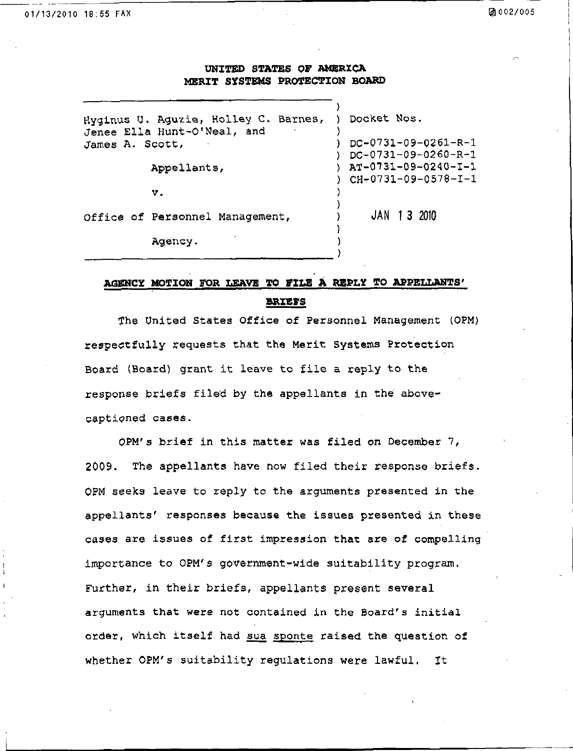**UNITED STATES OF AMERICA**
**MERIT SYSTEMS PROTECTION BOARD**

| | |
|---|---|
| Hyginus U. Aguzie, Holley C. Barnes, Jenee Ella Hunt-O'Neal, and James A. Scott, | Docket Nos. |
| Appellants, | DC-0731-09-0261-R-1 |
| v. | DC-0731-09-0260-R-1 |
| Office of Personnel Management, | AT-0731-09-0240-I-1 |
| Agency. | CH-0731-09-0578-I-1 |
| | JAN 13 2010 |

**AGENCY MOTION FOR LEAVE TO FILE A REPLY TO APPELLANTS' BRIEFS**

The United States Office of Personnel Management (OPM) respectfully requests that the Merit Systems Protection Board (Board) grant it leave to file a reply to the response briefs filed by the appellants in the above-captioned cases.

OPM's brief in this matter was filed on December 7, 2009. The appellants have now filed their response briefs. OPM seeks leave to reply to the arguments presented in the appellants' responses because the issues presented in these cases are issues of first impression that are of compelling importance to OPM's government-wide suitability program. Further, in their briefs, appellants present several arguments that were not contained in the Board's initial order, which itself had sua sponte raised the question of whether OPM's suitability regulations were lawful. It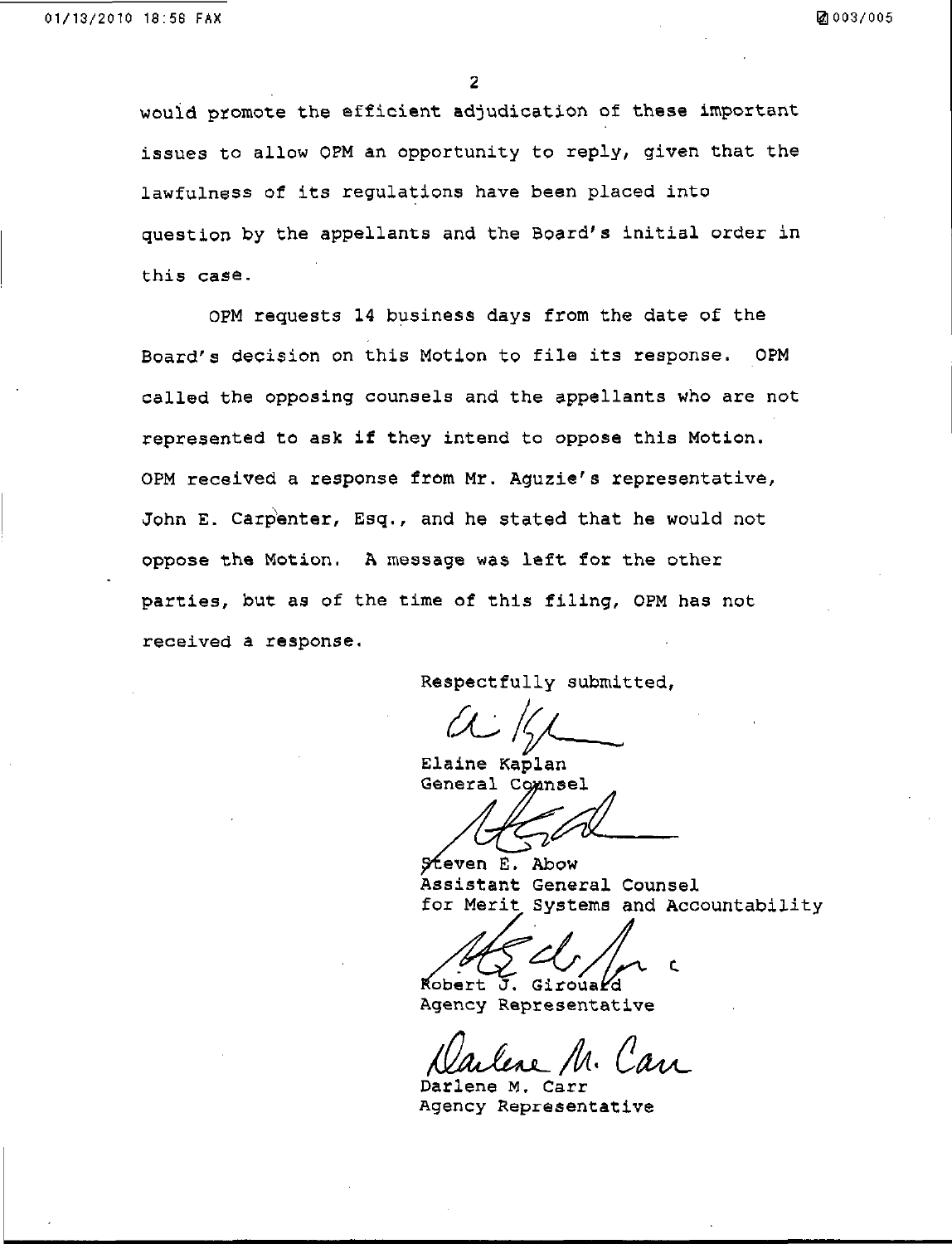would promote the efficient adjudication of these important issues to allow OPM an opportunity to reply, given that the lawfulness of its regulations have been placed into question by the appellants and the Board's initial order in this case.

OPM requests 14 business days from the date of the Board's decision on this Motion to file its response. OPM called the opposing counsels and the appellants who are not represented to ask if they intend to oppose this Motion. OPM received a response from Mr. Aguzie's representative, John E. Carpenter, Esq., and he stated that he would not oppose the Motion. A message was left for the other parties, but as of the time of this filing, OPM has not received a response.

Respectfully submitted,

Elaine Kaplan
General Counsel

Steven E. Abow
Assistant General Counsel
for Merit Systems and Accountability

Robert J. Girouard
Agency Representative

Darlene M. Carr
Agency Representative